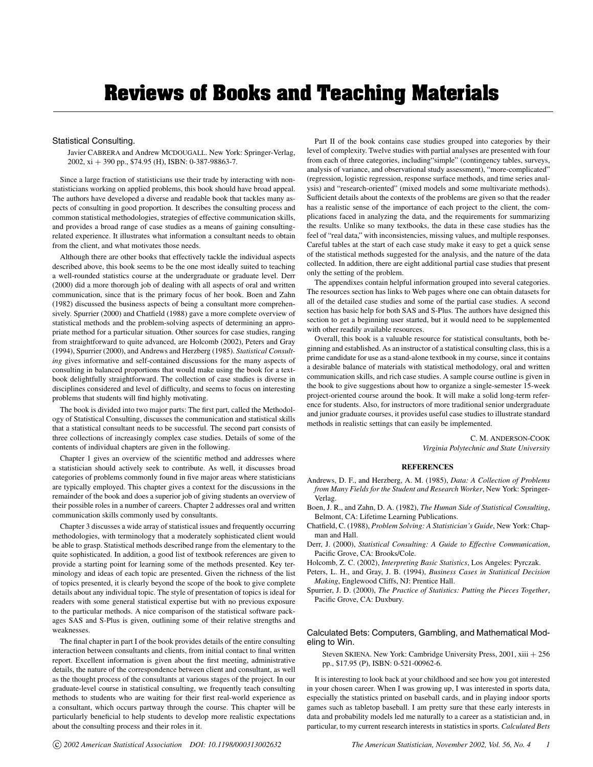# Reviews of Books and Teaching Materials

## Statistical Consulting.

Javier CABRERA and Andrew MCDOUGALL. New York: Springer-Verlag, 2002, xi + 390 pp., $74.95 (H), ISBN: 0-387-98863-7.

Since a large fraction of statisticians use their trade by interacting with non-statisticians working on applied problems, this book should have broad appeal. The authors have developed a diverse and readable book that tackles many aspects of consulting in good proportion. It describes the consulting process and common statistical methodologies, strategies of effective communication skills, and provides a broad range of case studies as a means of gaining consulting-related experience. It illustrates what information a consultant needs to obtain from the client, and what motivates those needs.

Although there are other books that effectively tackle the individual aspects described above, this book seems to be the one most ideally suited to teaching a well-rounded statistics course at the undergraduate or graduate level. Derr (2000) did a more thorough job of dealing with all aspects of oral and written communication, since that is the primary focus of her book. Boen and Zahn (1982) discussed the business aspects of being a consultant more comprehensively. Spurrier (2000) and Chatfield (1988) gave a more complete overview of statistical methods and the problem-solving aspects of determining an appropriate method for a particular situation. Other sources for case studies, ranging from straightforward to quite advanced, are Holcomb (2002), Peters and Gray (1994), Spurrier (2000), and Andrews and Herzberg (1985). *Statistical Consulting* gives informative and self-contained discussions for the many aspects of consulting in balanced proportions that would make using the book for a textbook delightfully straightforward. The collection of case studies is diverse in disciplines considered and level of difficulty, and seems to focus on interesting problems that students will find highly motivating.

The book is divided into two major parts: The first part, called the Methodology of Statistical Consulting, discusses the communication and statistical skills that a statistical consultant needs to be successful. The second part consists of three collections of increasingly complex case studies. Details of some of the contents of individual chapters are given in the following.

Chapter 1 gives an overview of the scientific method and addresses where a statistician should actively seek to contribute. As well, it discusses broad categories of problems commonly found in five major areas where statisticians are typically employed. This chapter gives a context for the discussions in the remainder of the book and does a superior job of giving students an overview of their possible roles in a number of careers. Chapter 2 addresses oral and written communication skills commonly used by consultants.

Chapter 3 discusses a wide array of statistical issues and frequently occurring methodologies, with terminology that a moderately sophisticated client would be able to grasp. Statistical methods described range from the elementary to the quite sophisticated. In addition, a good list of textbook references are given to provide a starting point for learning some of the methods presented. Key terminology and ideas of each topic are presented. Given the richness of the list of topics presented, it is clearly beyond the scope of the book to give complete details about any individual topic. The style of presentation of topics is ideal for readers with some general statistical expertise but with no previous exposure to the particular methods. A nice comparison of the statistical software packages SAS and S-Plus is given, outlining some of their relative strengths and weaknesses.

The final chapter in part I of the book provides details of the entire consulting interaction between consultants and clients, from initial contact to final written report. Excellent information is given about the first meeting, administrative details, the nature of the correspondence between client and consultant, as well as the thought process of the consultants at various stages of the project. In our graduate-level course in statistical consulting, we frequently teach consulting methods to students who are waiting for their first real-world experience as a consultant, which occurs partway through the course. This chapter will be particularly beneficial to help students to develop more realistic expectations about the consulting process and their roles in it.

Part II of the book contains case studies grouped into categories by their level of complexity. Twelve studies with partial analyses are presented with four from each of three categories, including"simple" (contingency tables, surveys, analysis of variance, and observational study assessment), "more-complicated" (regression, logistic regression, response surface methods, and time series analysis) and "research-oriented" (mixed models and some multivariate methods). Sufficient details about the contexts of the problems are given so that the reader has a realistic sense of the importance of each project to the client, the complications faced in analyzing the data, and the requirements for summarizing the results. Unlike so many textbooks, the data in these case studies has the feel of "real data," with inconsistencies, missing values, and multiple responses. Careful tables at the start of each case study make it easy to get a quick sense of the statistical methods suggested for the analysis, and the nature of the data collected. In addition, there are eight additional partial case studies that present only the setting of the problem.

The appendixes contain helpful information grouped into several categories. The resources section has links to Web pages where one can obtain datasets for all of the detailed case studies and some of the partial case studies. A second section has basic help for both SAS and S-Plus. The authors have designed this section to get a beginning user started, but it would need to be supplemented with other readily available resources.

Overall, this book is a valuable resource for statistical consultants, both beginning and established. As an instructor of a statistical consulting class, this is a prime candidate for use as a stand-alone textbook in my course, since it contains a desirable balance of materials with statistical methodology, oral and written communication skills, and rich case studies. A sample course outline is given in the book to give suggestions about how to organize a single-semester 15-week project-oriented course around the book. It will make a solid long-term reference for students. Also, for instructors of more traditional senior undergraduate and junior graduate courses, it provides useful case studies to illustrate standard methods in realistic settings that can easily be implemented.

C. M. ANDERSON-COOK
*Virginia Polytechnic and State University*

### REFERENCES

Andrews, D. F., and Herzberg, A. M. (1985), *Data: A Collection of Problems from Many Fields for the Student and Research Worker*, New York: Springer-Verlag.

Boen, J. R., and Zahn, D. A. (1982), *The Human Side of Statistical Consulting*, Belmont, CA: Lifetime Learning Publications.

Chatfield, C. (1988), *Problem Solving: A Statistician's Guide*, New York: Chapman and Hall.

Derr, J. (2000), *Statistical Consulting: A Guide to Effective Communication*, Pacific Grove, CA: Brooks/Cole.

Holcomb, Z. C. (2002), *Interpreting Basic Statistics*, Los Angeles: Pyrczak.

Peters, L. H., and Gray, J. B. (1994), *Business Cases in Statistical Decision Making*, Englewood Cliffs, NJ: Prentice Hall.

Spurrier, J. D. (2000), *The Practice of Statistics: Putting the Pieces Together*, Pacific Grove, CA: Duxbury.

## Calculated Bets: Computers, Gambling, and Mathematical Modeling to Win.

Steven SKIENA. New York: Cambridge University Press, 2001, xiii + 256 pp., $17.95 (P), ISBN: 0-521-00962-6.

It is interesting to look back at your childhood and see how you got interested in your chosen career. When I was growing up, I was interested in sports data, especially the statistics printed on baseball cards, and in playing indoor sports games such as tabletop baseball. I am pretty sure that these early interests in data and probability models led me naturally to a career as a statistician and, in particular, to my current research interests in statistics in sports. *Calculated Bets*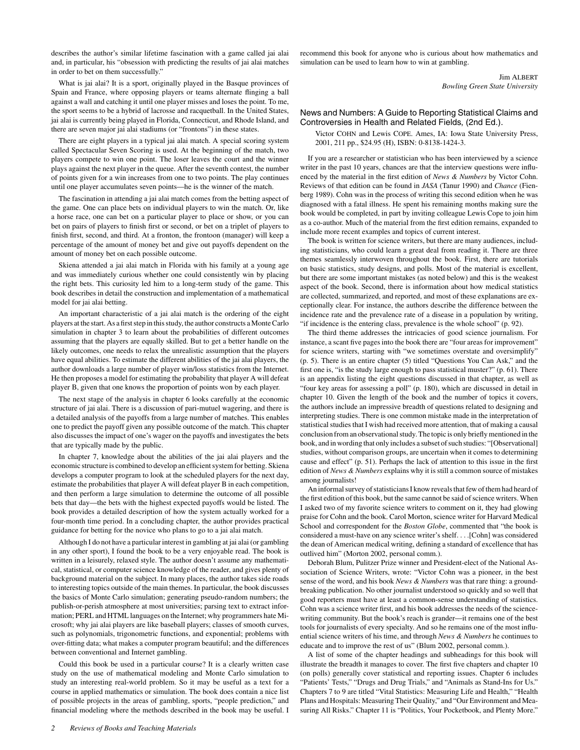describes the author's similar lifetime fascination with a game called jai alai and, in particular, his "obsession with predicting the results of jai alai matches in order to bet on them successfully."

What is jai alai? It is a sport, originally played in the Basque provinces of Spain and France, where opposing players or teams alternate flinging a ball against a wall and catching it until one player misses and loses the point. To me, the sport seems to be a hybrid of lacrosse and racquetball. In the United States, jai alai is currently being played in Florida, Connecticut, and Rhode Island, and there are seven major jai alai stadiums (or "frontons") in these states.

There are eight players in a typical jai alai match. A special scoring system called Spectacular Seven Scoring is used. At the beginning of the match, two players compete to win one point. The loser leaves the court and the winner plays against the next player in the queue. After the seventh contest, the number of points given for a win increases from one to two points. The play continues until one player accumulates seven points—he is the winner of the match.

The fascination in attending a jai alai match comes from the betting aspect of the game. One can place bets on individual players to win the match. Or, like a horse race, one can bet on a particular player to place or show, or you can bet on pairs of players to finish first or second, or bet on a triplet of players to finish first, second, and third. At a fronton, the frontoon (manager) will keep a percentage of the amount of money bet and give out payoffs dependent on the amount of money bet on each possible outcome.

Skiena attended a jai alai match in Florida with his family at a young age and was immediately curious whether one could consistently win by placing the right bets. This curiosity led him to a long-term study of the game. This book describes in detail the construction and implementation of a mathematical model for jai alai betting.

An important characteristic of a jai alai match is the ordering of the eight players at the start. As a first step in this study, the author constructs a Monte Carlo simulation in chapter 3 to learn about the probabilities of different outcomes assuming that the players are equally skilled. But to get a better handle on the likely outcomes, one needs to relax the unrealistic assumption that the players have equal abilities. To estimate the different abilities of the jai alai players, the author downloads a large number of player win/loss statistics from the Internet. He then proposes a model for estimating the probability that player A will defeat player B, given that one knows the proportion of points won by each player.

The next stage of the analysis in chapter 6 looks carefully at the economic structure of jai alai. There is a discussion of pari-mutuel wagering, and there is a detailed analysis of the payoffs from a large number of matches. This enables one to predict the payoff given any possible outcome of the match. This chapter also discusses the impact of one's wager on the payoffs and investigates the bets that are typically made by the public.

In chapter 7, knowledge about the abilities of the jai alai players and the economic structure is combined to develop an efficient system for betting. Skiena develops a computer program to look at the scheduled players for the next day, estimate the probabilities that player A will defeat player B in each competition, and then perform a large simulation to determine the outcome of all possible bets that day—the bets with the highest expected payoffs would be listed. The book provides a detailed description of how the system actually worked for a four-month time period. In a concluding chapter, the author provides practical guidance for betting for the novice who plans to go to a jai alai match.

Although I do not have a particular interest in gambling at jai alai (or gambling in any other sport), I found the book to be a very enjoyable read. The book is written in a leisurely, relaxed style. The author doesn't assume any mathematical, statistical, or computer science knowledge of the reader, and gives plenty of background material on the subject. In many places, the author takes side roads to interesting topics outside of the main themes. In particular, the book discusses the basics of Monte Carlo simulation; generating pseudo-random numbers; the publish-or-perish atmosphere at most universities; parsing text to extract information; PERL and HTML languages on the Internet; why programmers hate Microsoft; why jai alai players are like baseball players; classes of smooth curves, such as polynomials, trigonometric functions, and exponential; problems with over-fitting data; what makes a computer program beautiful; and the differences between conventional and Internet gambling.

Could this book be used in a particular course? It is a clearly written case study on the use of mathematical modeling and Monte Carlo simulation to study an interesting real-world problem. So it may be useful as a text for a course in applied mathematics or simulation. The book does contain a nice list of possible projects in the areas of gambling, sports, "people prediction," and financial modeling where the methods described in the book may be useful. I recommend this book for anyone who is curious about how mathematics and simulation can be used to learn how to win at gambling.

Jim ALBERT
*Bowling Green State University*

### News and Numbers: A Guide to Reporting Statistical Claims and Controversies in Health and Related Fields, (2nd Ed.).

Victor COHN and Lewis COPE. Ames, IA: Iowa State University Press, 2001, 211 pp., $24.95 (H), ISBN: 0-8138-1424-3.

If you are a researcher or statistician who has been interviewed by a science writer in the past 10 years, chances are that the interview questions were influenced by the material in the first edition of *News & Numbers* by Victor Cohn. Reviews of that edition can be found in *JASA* (Tanur 1990) and *Chance* (Fienberg 1989). Cohn was in the process of writing this second edition when he was diagnosed with a fatal illness. He spent his remaining months making sure the book would be completed, in part by inviting colleague Lewis Cope to join him as a co-author. Much of the material from the first edition remains, expanded to include more recent examples and topics of current interest.

The book is written for science writers, but there are many audiences, including statisticians, who could learn a great deal from reading it. There are three themes seamlessly interwoven throughout the book. First, there are tutorials on basic statistics, study designs, and polls. Most of the material is excellent, but there are some important mistakes (as noted below) and this is the weakest aspect of the book. Second, there is information about how medical statistics are collected, summarized, and reported, and most of these explanations are exceptionally clear. For instance, the authors describe the difference between the incidence rate and the prevalence rate of a disease in a population by writing, "if incidence is the entering class, prevalence is the whole school" (p. 92).

The third theme addresses the intricacies of good science journalism. For instance, a scant five pages into the book there are "four areas for improvement" for science writers, starting with "we sometimes overstate and oversimplify" (p. 5). There is an entire chapter (5) titled "Questions You Can Ask," and the first one is, "is the study large enough to pass statistical muster?" (p. 61). There is an appendix listing the eight questions discussed in that chapter, as well as "four key areas for assessing a poll" (p. 180), which are discussed in detail in chapter 10. Given the length of the book and the number of topics it covers, the authors include an impressive breadth of questions related to designing and interpreting studies. There is one common mistake made in the interpretation of statistical studies that I wish had received more attention, that of making a causal conclusion from an observational study. The topic is only briefly mentioned in the book, and in wording that only includes a subset of such studies: "[Observational] studies, without comparison groups, are uncertain when it comes to determining cause and effect" (p. 51). Perhaps the lack of attention to this issue in the first edition of *News & Numbers* explains why it is still a common source of mistakes among journalists!

An informal survey of statisticians I know reveals that few of them had heard of the first edition of this book, but the same cannot be said of science writers. When I asked two of my favorite science writers to comment on it, they had glowing praise for Cohn and the book. Carol Morton, science writer for Harvard Medical School and correspondent for the *Boston Globe*, commented that "the book is considered a must-have on any science writer's shelf. . . .[Cohn] was considered the dean of American medical writing, defining a standard of excellence that has outlived him" (Morton 2002, personal comm.).

Deborah Blum, Pulitzer Prize winner and President-elect of the National Association of Science Writers, wrote: "Victor Cohn was a pioneer, in the best sense of the word, and his book *News & Numbers* was that rare thing: a groundbreaking publication. No other journalist understood so quickly and so well that good reporters must have at least a common-sense understanding of statistics. Cohn was a science writer first, and his book addresses the needs of the science-writing community. But the book's reach is grander—it remains one of the best tools for journalists of every specialty. And so he remains one of the most influential science writers of his time, and through *News & Numbers* he continues to educate and to improve the rest of us" (Blum 2002, personal comm.).

A list of some of the chapter headings and subheadings for this book will illustrate the breadth it manages to cover. The first five chapters and chapter 10 (on polls) generally cover statistical and reporting issues. Chapter 6 includes "Patients' Tests," "Drugs and Drug Trials," and "Animals as Stand-Ins for Us." Chapters 7 to 9 are titled "Vital Statistics: Measuring Life and Health," "Health Plans and Hospitals: Measuring Their Quality," and "Our Environment and Measuring All Risks." Chapter 11 is "Politics, Your Pocketbook, and Plenty More."